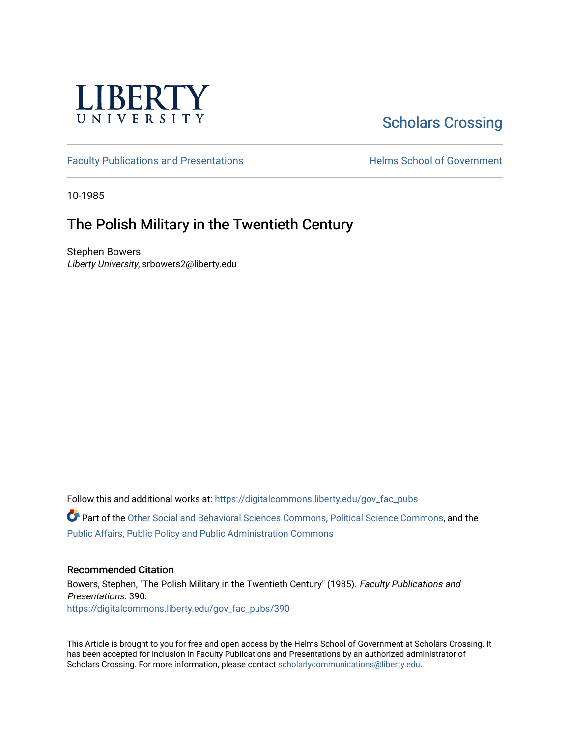LIBERTY UNIVERSITY

Scholars Crossing

Faculty Publications and Presentations

Helms School of Government

10-1985

# The Polish Military in the Twentieth Century

Stephen Bowers
*Liberty University*, srbowers2@liberty.edu

Follow this and additional works at: https://digitalcommons.liberty.edu/gov_fac_pubs

Part of the Other Social and Behavioral Sciences Commons, Political Science Commons, and the Public Affairs, Public Policy and Public Administration Commons

## Recommended Citation

Bowers, Stephen, "The Polish Military in the Twentieth Century" (1985). *Faculty Publications and Presentations*. 390.
https://digitalcommons.liberty.edu/gov_fac_pubs/390

This Article is brought to you for free and open access by the Helms School of Government at Scholars Crossing. It has been accepted for inclusion in Faculty Publications and Presentations by an authorized administrator of Scholars Crossing. For more information, please contact scholarlycommunications@liberty.edu.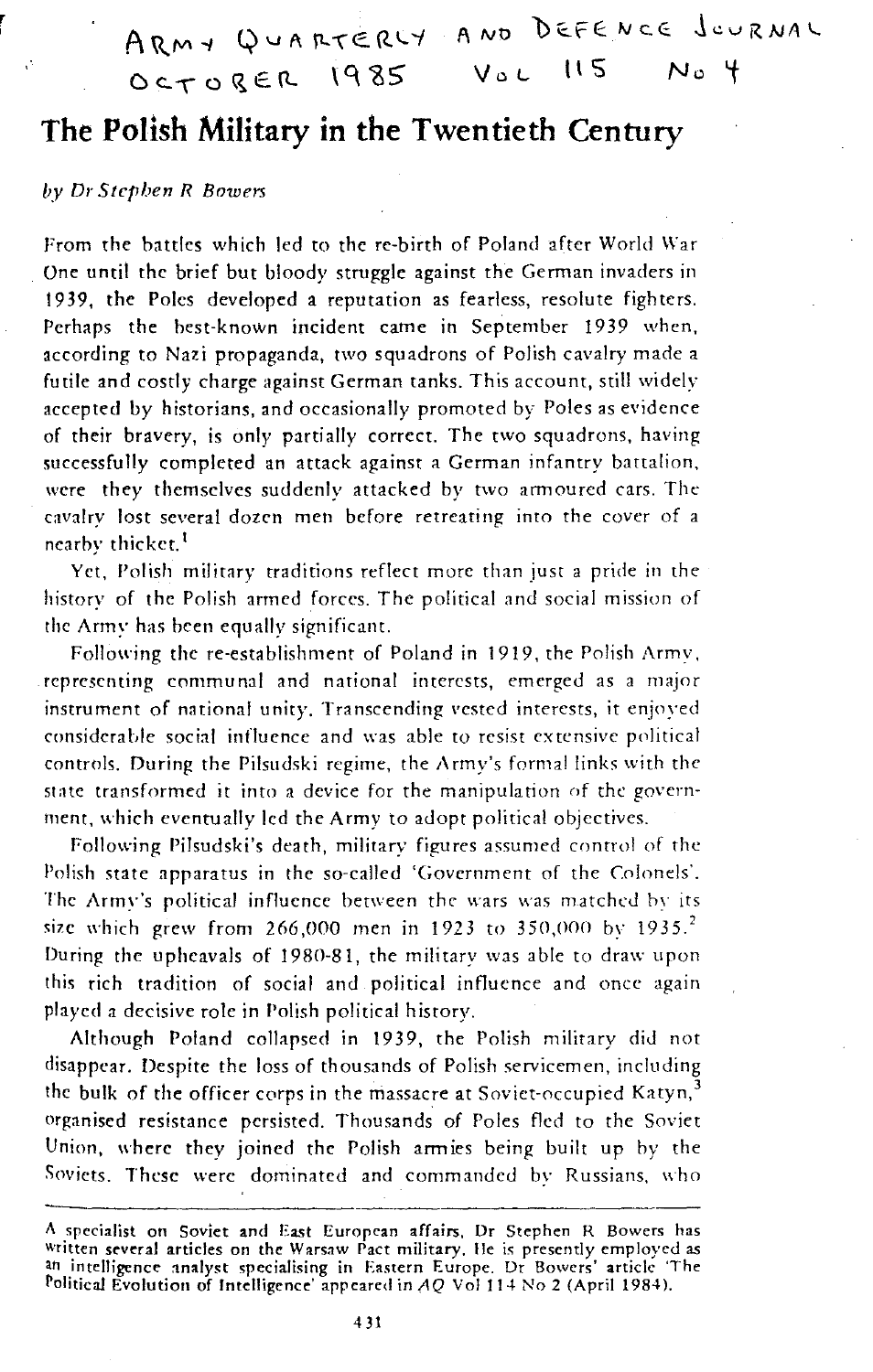ARMY QUARTERLY AND DEFENCE JOURNAL
OCTOBER 1985 VOL 115 NO 4

# The Polish Military in the Twentieth Century

*by Dr Stephen R Bowers*

From the battles which led to the re-birth of Poland after World War One until the brief but bloody struggle against the German invaders in 1939, the Poles developed a reputation as fearless, resolute fighters. Perhaps the best-known incident came in September 1939 when, according to Nazi propaganda, two squadrons of Polish cavalry made a futile and costly charge against German tanks. This account, still widely accepted by historians, and occasionally promoted by Poles as evidence of their bravery, is only partially correct. The two squadrons, having successfully completed an attack against a German infantry battalion, were they themselves suddenly attacked by two armoured cars. The cavalry lost several dozen men before retreating into the cover of a nearby thicket.[1]

Yet, Polish military traditions reflect more than just a pride in the history of the Polish armed forces. The political and social mission of the Army has been equally significant.

Following the re-establishment of Poland in 1919, the Polish Army, representing communal and national interests, emerged as a major instrument of national unity. Transcending vested interests, it enjoyed considerable social influence and was able to resist extensive political controls. During the Pilsudski regime, the Army's formal links with the state transformed it into a device for the manipulation of the government, which eventually led the Army to adopt political objectives.

Following Pilsudski's death, military figures assumed control of the Polish state apparatus in the so-called 'Government of the Colonels'. The Army's political influence between the wars was matched by its size which grew from 266,000 men in 1923 to 350,000 by 1935.[2] During the upheavals of 1980-81, the military was able to draw upon this rich tradition of social and political influence and once again played a decisive role in Polish political history.

Although Poland collapsed in 1939, the Polish military did not disappear. Despite the loss of thousands of Polish servicemen, including the bulk of the officer corps in the massacre at Soviet-occupied Katyn,[3] organised resistance persisted. Thousands of Poles fled to the Soviet Union, where they joined the Polish armies being built up by the Soviets. These were dominated and commanded by Russians, who

---

A specialist on Soviet and East European affairs, Dr Stephen R Bowers has written several articles on the Warsaw Pact military. He is presently employed as an intelligence analyst specialising in Eastern Europe. Dr Bowers' article 'The Political Evolution of Intelligence' appeared in *AQ* Vol 114 No 2 (April 1984).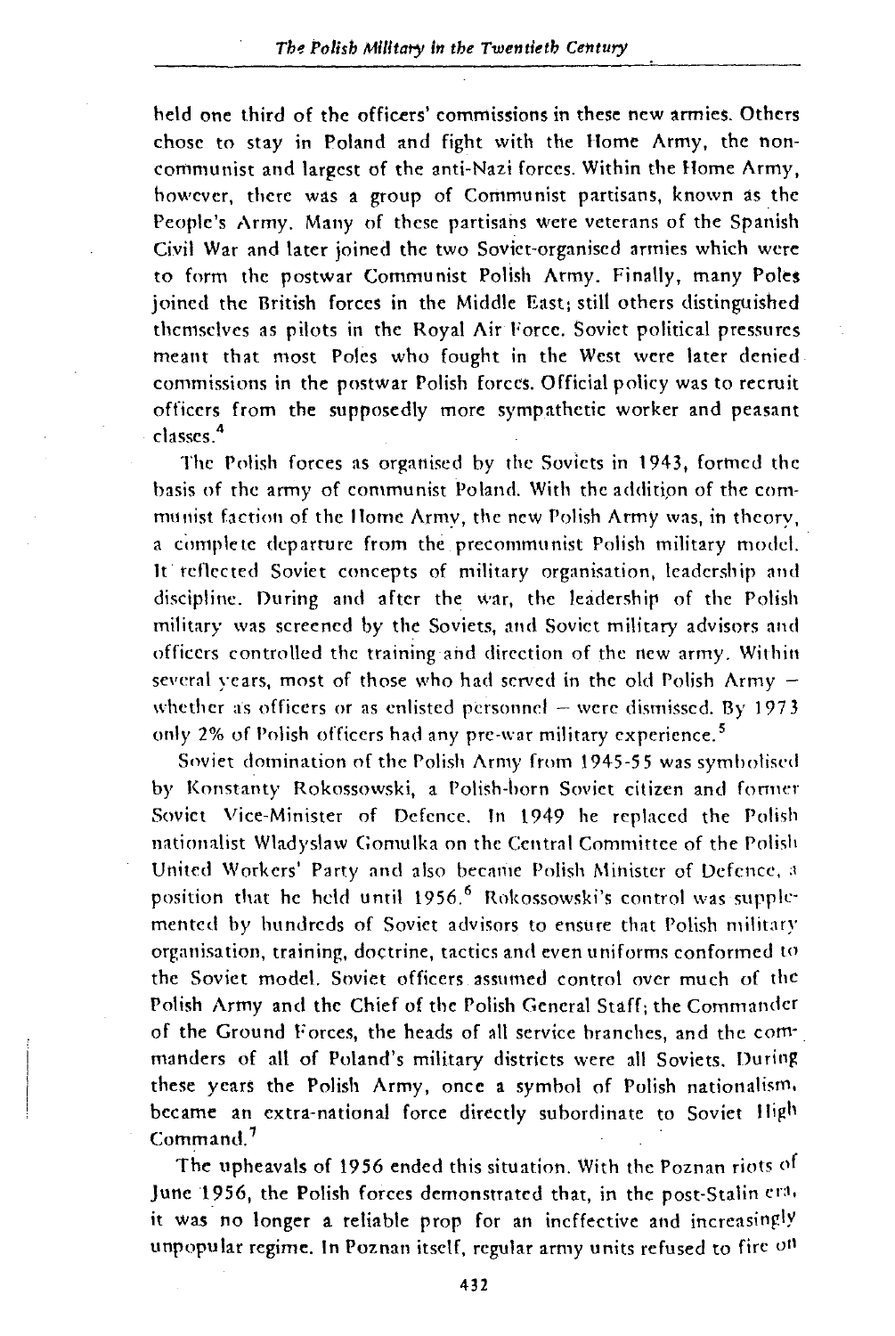held one third of the officers' commissions in these new armies. Others chose to stay in Poland and fight with the Home Army, the non-communist and largest of the anti-Nazi forces. Within the Home Army, however, there was a group of Communist partisans, known as the People's Army. Many of these partisans were veterans of the Spanish Civil War and later joined the two Soviet-organised armies which were to form the postwar Communist Polish Army. Finally, many Poles joined the British forces in the Middle East; still others distinguished themselves as pilots in the Royal Air Force. Soviet political pressures meant that most Poles who fought in the West were later denied commissions in the postwar Polish forces. Official policy was to recruit officers from the supposedly more sympathetic worker and peasant classes.[4]

The Polish forces as organised by the Soviets in 1943, formed the basis of the army of communist Poland. With the addition of the communist faction of the Home Army, the new Polish Army was, in theory, a complete departure from the precommunist Polish military model. It reflected Soviet concepts of military organisation, leadership and discipline. During and after the war, the leadership of the Polish military was screened by the Soviets, and Soviet military advisors and officers controlled the training and direction of the new army. Within several years, most of those who had served in the old Polish Army – whether as officers or as enlisted personnel – were dismissed. By 1973 only 2% of Polish officers had any pre-war military experience.[5]

Soviet domination of the Polish Army from 1945-55 was symbolised by Konstanty Rokossowski, a Polish-born Soviet citizen and former Soviet Vice-Minister of Defence. In 1949 he replaced the Polish nationalist Wladyslaw Gomulka on the Central Committee of the Polish United Workers' Party and also became Polish Minister of Defence, a position that he held until 1956.[6] Rokossowski's control was supplemented by hundreds of Soviet advisors to ensure that Polish military organisation, training, doctrine, tactics and even uniforms conformed to the Soviet model. Soviet officers assumed control over much of the Polish Army and the Chief of the Polish General Staff; the Commander of the Ground Forces, the heads of all service branches, and the commanders of all of Poland's military districts were all Soviets. During these years the Polish Army, once a symbol of Polish nationalism, became an extra-national force directly subordinate to Soviet High Command.[7]

The upheavals of 1956 ended this situation. With the Poznan riots of June 1956, the Polish forces demonstrated that, in the post-Stalin era, it was no longer a reliable prop for an ineffective and increasingly unpopular regime. In Poznan itself, regular army units refused to fire on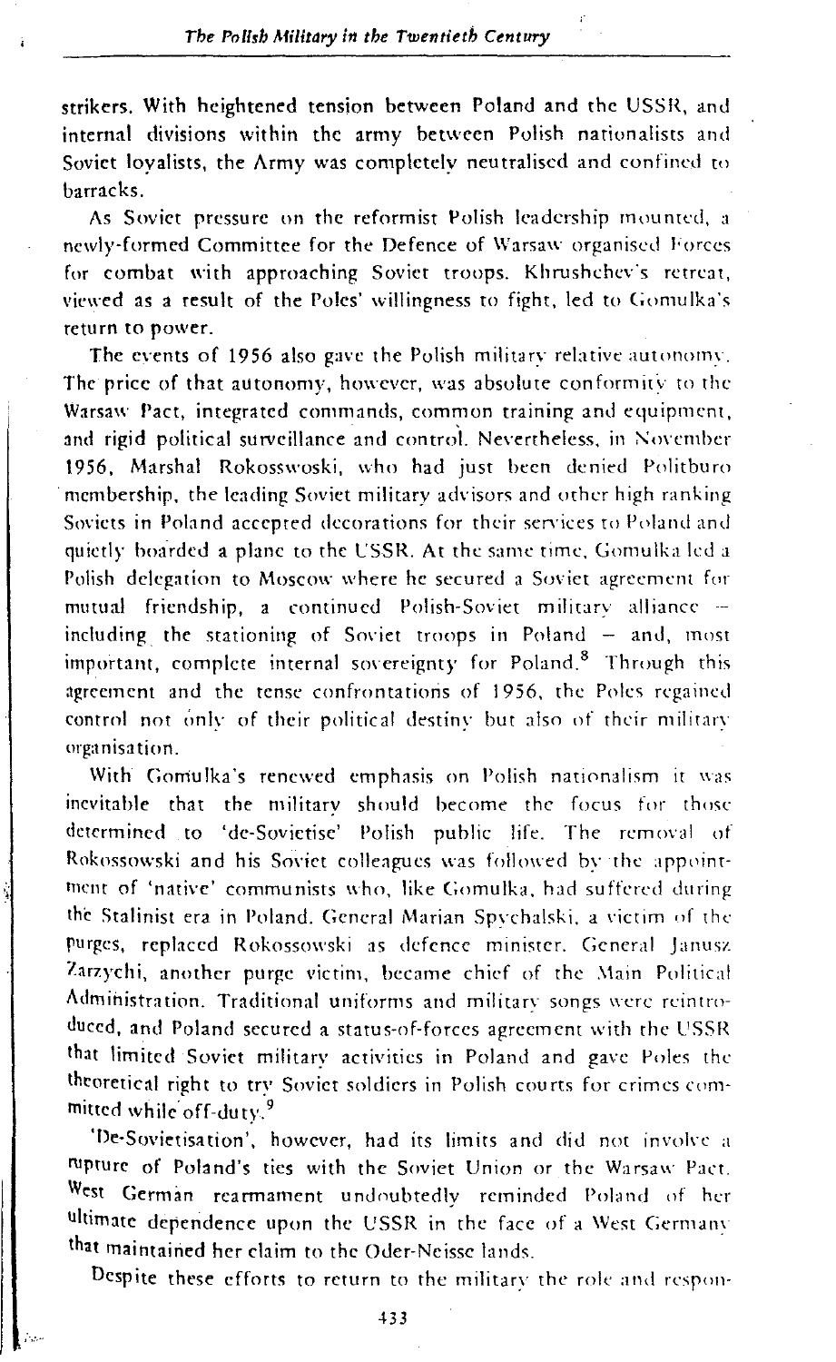strikers. With heightened tension between Poland and the USSR, and internal divisions within the army between Polish nationalists and Soviet loyalists, the Army was completely neutralised and confined to barracks.

As Soviet pressure on the reformist Polish leadership mounted, a newly-formed Committee for the Defence of Warsaw organised Forces for combat with approaching Soviet troops. Khrushchev's retreat, viewed as a result of the Poles' willingness to fight, led to Gomulka's return to power.

The events of 1956 also gave the Polish military relative autonomy. The price of that autonomy, however, was absolute conformity to the Warsaw Pact, integrated commands, common training and equipment, and rigid political surveillance and control. Nevertheless, in November 1956, Marshal Rokosswoski, who had just been denied Politburo membership, the leading Soviet military advisors and other high ranking Soviets in Poland accepted decorations for their services to Poland and quietly boarded a plane to the USSR. At the same time, Gomulka led a Polish delegation to Moscow where he secured a Soviet agreement for mutual friendship, a continued Polish-Soviet military alliance – including the stationing of Soviet troops in Poland – and, most important, complete internal sovereignty for Poland.[8] Through this agreement and the tense confrontations of 1956, the Poles regained control not only of their political destiny but also of their military organisation.

With Gomulka's renewed emphasis on Polish nationalism it was inevitable that the military should become the focus for those determined to 'de-Sovietise' Polish public life. The removal of Rokossowski and his Soviet colleagues was followed by the appointment of 'native' communists who, like Gomulka, had suffered during the Stalinist era in Poland. General Marian Spychalski, a victim of the purges, replaced Rokossowski as defence minister. General Janusz Zarzychi, another purge victim, became chief of the Main Political Administration. Traditional uniforms and military songs were reintroduced, and Poland secured a status-of-forces agreement with the USSR that limited Soviet military activities in Poland and gave Poles the theoretical right to try Soviet soldiers in Polish courts for crimes committed while off-duty.[9]

'De-Sovietisation', however, had its limits and did not involve a rupture of Poland's ties with the Soviet Union or the Warsaw Pact. West German rearmament undoubtedly reminded Poland of her ultimate dependence upon the USSR in the face of a West Germany that maintained her claim to the Oder-Neisse lands.

Despite these efforts to return to the military the role and respon-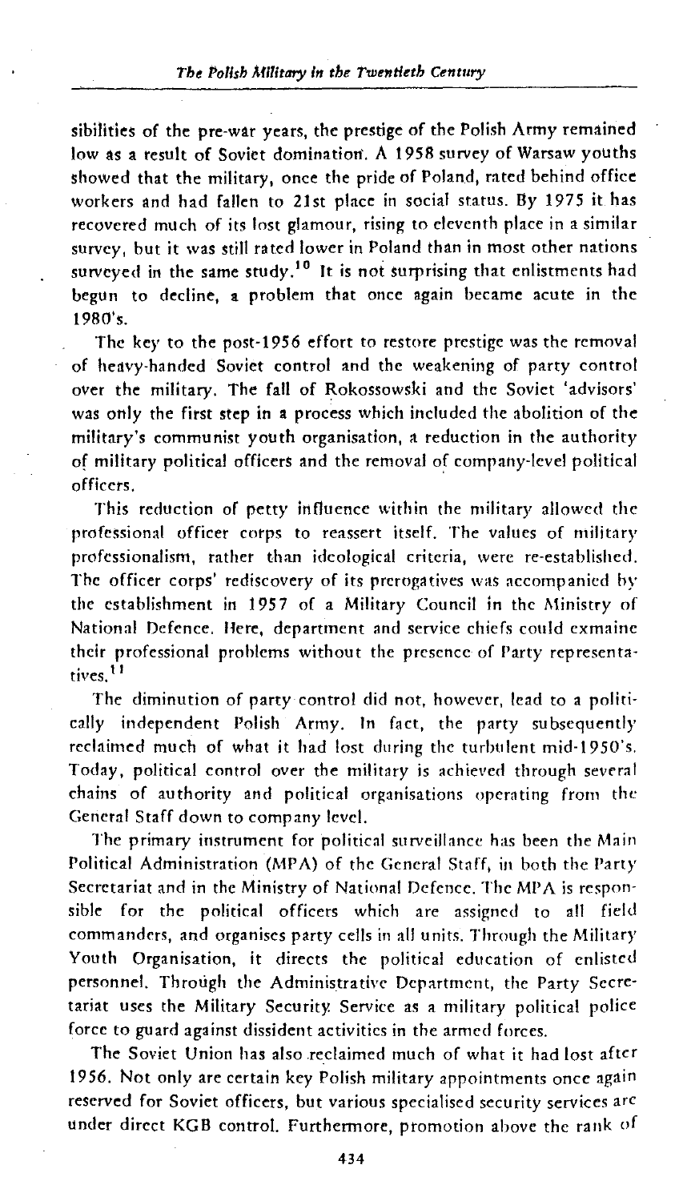sibilities of the pre-war years, the prestige of the Polish Army remained low as a result of Soviet domination. A 1958 survey of Warsaw youths showed that the military, once the pride of Poland, rated behind office workers and had fallen to 21st place in social status. By 1975 it has recovered much of its lost glamour, rising to eleventh place in a similar survey, but it was still rated lower in Poland than in most other nations surveyed in the same study.[10] It is not surprising that enlistments had begun to decline, a problem that once again became acute in the 1980's.

The key to the post-1956 effort to restore prestige was the removal of heavy-handed Soviet control and the weakening of party control over the military. The fall of Rokossowski and the Soviet 'advisors' was only the first step in a process which included the abolition of the military's communist youth organisation, a reduction in the authority of military political officers and the removal of company-level political officers.

This reduction of petty influence within the military allowed the professional officer corps to reassert itself. The values of military professionalism, rather than ideological criteria, were re-established. The officer corps' rediscovery of its prerogatives was accompanied by the establishment in 1957 of a Military Council in the Ministry of National Defence. Here, department and service chiefs could exmaine their professional problems without the presence of Party representatives.[11]

The diminution of party control did not, however, lead to a politically independent Polish Army. In fact, the party subsequently reclaimed much of what it had lost during the turbulent mid-1950's. Today, political control over the military is achieved through several chains of authority and political organisations operating from the General Staff down to company level.

The primary instrument for political surveillance has been the Main Political Administration (MPA) of the General Staff, in both the Party Secretariat and in the Ministry of National Defence. The MPA is responsible for the political officers which are assigned to all field commanders, and organises party cells in all units. Through the Military Youth Organisation, it directs the political education of enlisted personnel. Through the Administrative Department, the Party Secretariat uses the Military Security Service as a military political police force to guard against dissident activities in the armed forces.

The Soviet Union has also reclaimed much of what it had lost after 1956. Not only are certain key Polish military appointments once again reserved for Soviet officers, but various specialised security services are under direct KGB control. Furthermore, promotion above the rank of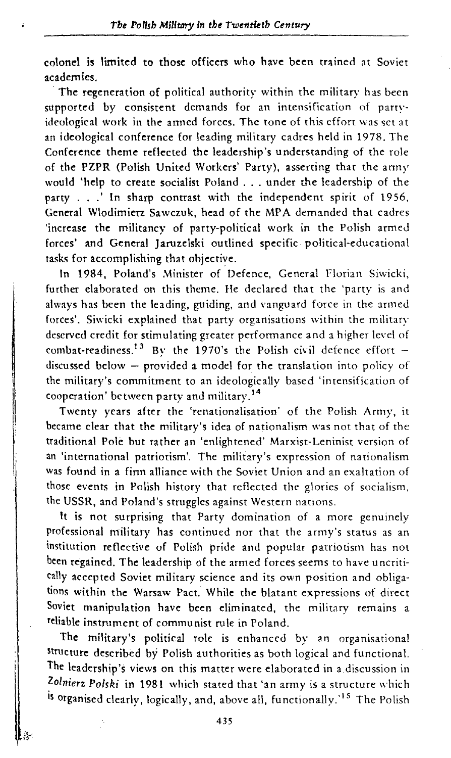colonel is limited to those officers who have been trained at Soviet academies.

The regeneration of political authority within the military has been supported by consistent demands for an intensification of party-ideological work in the armed forces. The tone of this effort was set at an ideological conference for leading military cadres held in 1978. The Conference theme reflected the leadership's understanding of the role of the PZPR (Polish United Workers' Party), asserting that the army would 'help to create socialist Poland . . . under the leadership of the party . . .' In sharp contrast with the independent spirit of 1956, General Wlodimierz Sawczuk, head of the MPA demanded that cadres 'increase the militancy of party-political work in the Polish armed forces' and General Jaruzelski outlined specific political-educational tasks for accomplishing that objective.

In 1984, Poland's Minister of Defence, General Florian Siwicki, further elaborated on this theme. He declared that the 'party is and always has been the leading, guiding, and vanguard force in the armed forces'. Siwicki explained that party organisations within the military deserved credit for stimulating greater performance and a higher level of combat-readiness.[13] By the 1970's the Polish civil defence effort – discussed below – provided a model for the translation into policy of the military's commitment to an ideologically based 'intensification of cooperation' between party and military.[14]

Twenty years after the 'renationalisation' of the Polish Army, it became clear that the military's idea of nationalism was not that of the traditional Pole but rather an 'enlightened' Marxist-Leninist version of an 'international patriotism'. The military's expression of nationalism was found in a firm alliance with the Soviet Union and an exaltation of those events in Polish history that reflected the glories of socialism, the USSR, and Poland's struggles against Western nations.

It is not surprising that Party domination of a more genuinely professional military has continued nor that the army's status as an institution reflective of Polish pride and popular patriotism has not been regained. The leadership of the armed forces seems to have uncritically accepted Soviet military science and its own position and obligations within the Warsaw Pact. While the blatant expressions of direct Soviet manipulation have been eliminated, the military remains a reliable instrument of communist rule in Poland.

The military's political role is enhanced by an organisational structure described by Polish authorities as both logical and functional. The leadership's views on this matter were elaborated in a discussion in *Zolnierz Polski* in 1981 which stated that 'an army is a structure which is organised clearly, logically, and, above all, functionally.'[15] The Polish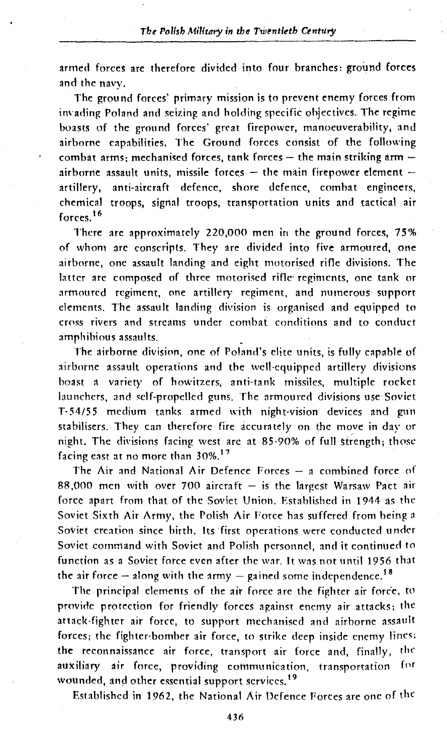armed forces are therefore divided into four branches: ground forces and the navy.

The ground forces' primary mission is to prevent enemy forces from invading Poland and seizing and holding specific objectives. The regime boasts of the ground forces' great firepower, manoeuverability, and airborne capabilities. The Ground forces consist of the following combat arms; mechanised forces, tank forces — the main striking arm — airborne assault units, missile forces — the main firepower element — artillery, anti-aircraft defence, shore defence, combat engineers, chemical troops, signal troops, transportation units and tactical air forces.[16]

There are approximately 220,000 men in the ground forces, 75% of whom are conscripts. They are divided into five armoured, one airborne, one assault landing and eight motorised rifle divisions. The latter are composed of three motorised rifle regiments, one tank or armoured regiment, one artillery regiment, and numerous support elements. The assault landing division is organised and equipped to cross rivers and streams under combat conditions and to conduct amphibious assaults.

The airborne division, one of Poland's elite units, is fully capable of airborne assault operations and the well-equipped artillery divisions boast a variety of howitzers, anti-tank missiles, multiple rocket launchers, and self-propelled guns. The armoured divisions use Soviet T-54/55 medium tanks armed with night-vision devices and gun stabilisers. They can therefore fire accurately on the move in day or night. The divisions facing west are at 85-90% of full strength; those facing east at no more than 30%.[17]

The Air and National Air Defence Forces — a combined force of 88,000 men with over 700 aircraft — is the largest Warsaw Pact air force apart from that of the Soviet Union. Established in 1944 as the Soviet Sixth Air Army, the Polish Air Force has suffered from being a Soviet creation since birth. Its first operations were conducted under Soviet command with Soviet and Polish personnel, and it continued to function as a Soviet force even after the war. It was not until 1956 that the air force — along with the army — gained some independence.[18]

The principal elements of the air force are the fighter air force, to provide protection for friendly forces against enemy air attacks; the attack-fighter air force, to support mechanised and airborne assault forces; the fighter-bomber air force, to strike deep inside enemy lines; the reconnaissance air force, transport air force and, finally, the auxiliary air force, providing communication, transportation for wounded, and other essential support services.[19]

Established in 1962, the National Air Defence Forces are one of the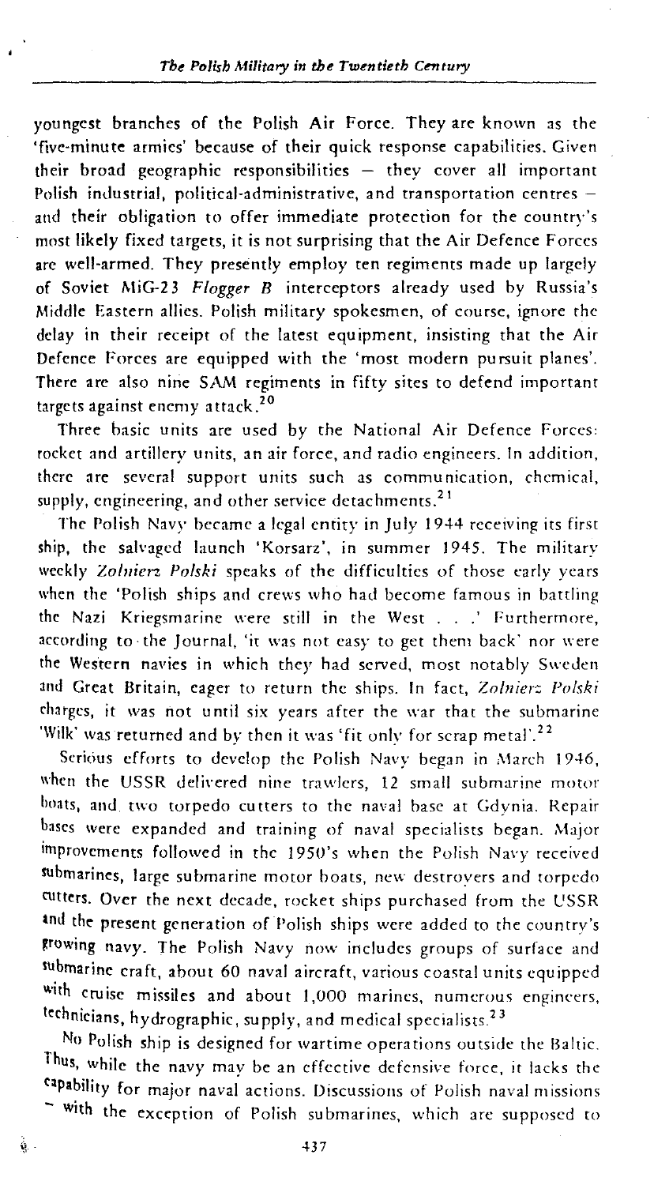youngest branches of the Polish Air Force. They are known as the 'five-minute armies' because of their quick response capabilities. Given their broad geographic responsibilities – they cover all important Polish industrial, political-administrative, and transportation centres – and their obligation to offer immediate protection for the country's most likely fixed targets, it is not surprising that the Air Defence Forces are well-armed. They presently employ ten regiments made up largely of Soviet MiG-23 *Flogger B* interceptors already used by Russia's Middle Eastern allies. Polish military spokesmen, of course, ignore the delay in their receipt of the latest equipment, insisting that the Air Defence Forces are equipped with the 'most modern pursuit planes'. There are also nine SAM regiments in fifty sites to defend important targets against enemy attack.[20]

Three basic units are used by the National Air Defence Forces: rocket and artillery units, an air force, and radio engineers. In addition, there are several support units such as communication, chemical, supply, engineering, and other service detachments.[21]

The Polish Navy became a legal entity in July 1944 receiving its first ship, the salvaged launch 'Korsarz', in summer 1945. The military weekly *Zolnierz Polski* speaks of the difficulties of those early years when the 'Polish ships and crews who had become famous in battling the Nazi Kriegsmarine were still in the West . . .' Furthermore, according to the Journal, 'it was not easy to get them back' nor were the Western navies in which they had served, most notably Sweden and Great Britain, eager to return the ships. In fact, *Zolnierz Polski* charges, it was not until six years after the war that the submarine 'Wilk' was returned and by then it was 'fit only for scrap metal'.[22]

Serious efforts to develop the Polish Navy began in March 1946, when the USSR delivered nine trawlers, 12 small submarine motor boats, and two torpedo cutters to the naval base at Gdynia. Repair bases were expanded and training of naval specialists began. Major improvements followed in the 1950's when the Polish Navy received submarines, large submarine motor boats, new destroyers and torpedo cutters. Over the next decade, rocket ships purchased from the USSR and the present generation of Polish ships were added to the country's growing navy. The Polish Navy now includes groups of surface and submarine craft, about 60 naval aircraft, various coastal units equipped with cruise missiles and about 1,000 marines, numerous engineers, technicians, hydrographic, supply, and medical specialists.[23]

No Polish ship is designed for wartime operations outside the Baltic. Thus, while the navy may be an effective defensive force, it lacks the capability for major naval actions. Discussions of Polish naval missions – with the exception of Polish submarines, which are supposed to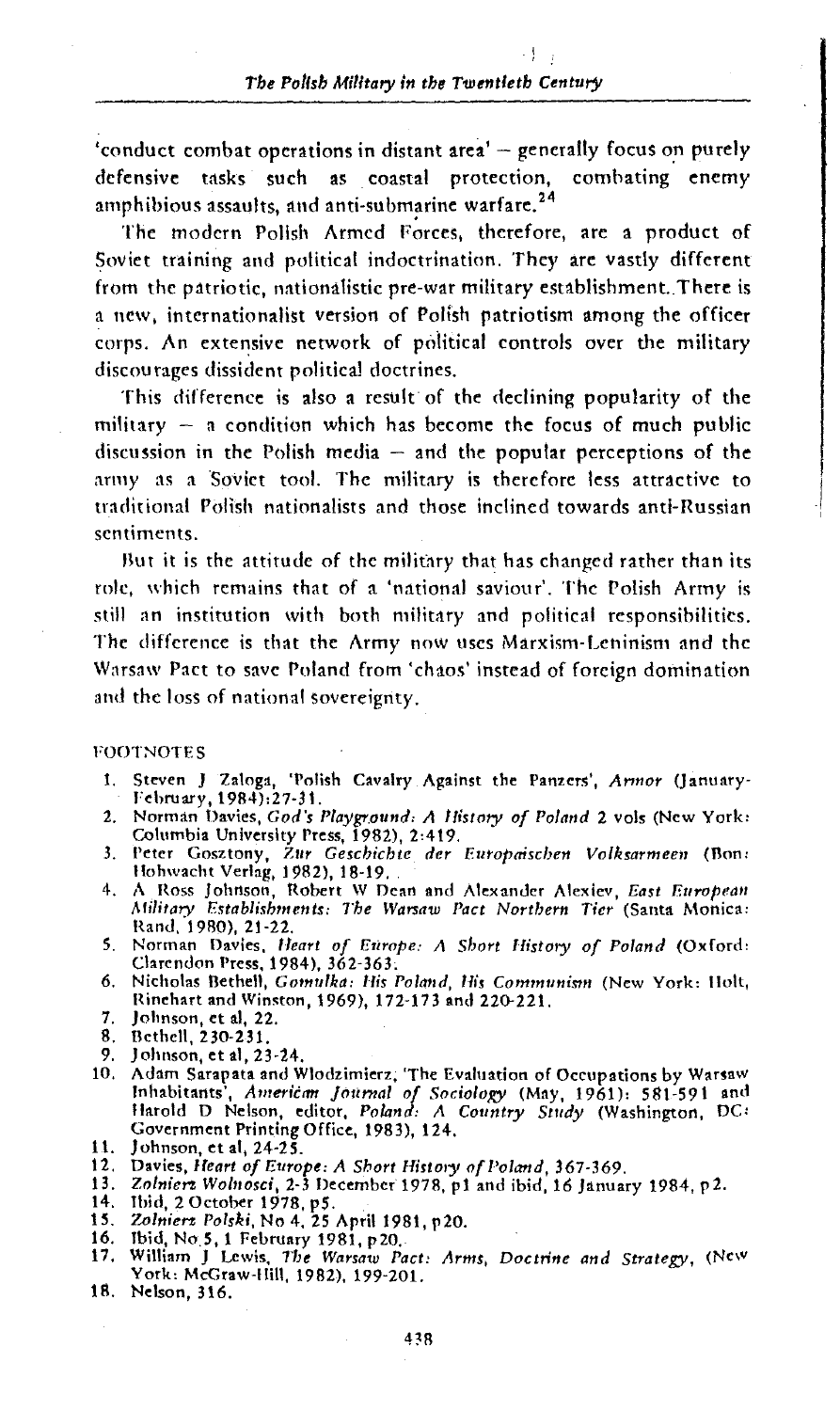'conduct combat operations in distant area' – generally focus on purely defensive tasks such as coastal protection, combating enemy amphibious assaults, and anti-submarine warfare.[24]

The modern Polish Armed Forces, therefore, are a product of Soviet training and political indoctrination. They are vastly different from the patriotic, nationalistic pre-war military establishment. There is a new, internationalist version of Polish patriotism among the officer corps. An extensive network of political controls over the military discourages dissident political doctrines.

This difference is also a result of the declining popularity of the military – a condition which has become the focus of much public discussion in the Polish media – and the popular perceptions of the army as a Soviet tool. The military is therefore less attractive to traditional Polish nationalists and those inclined towards anti-Russian sentiments.

But it is the attitude of the military that has changed rather than its role, which remains that of a 'national saviour'. The Polish Army is still an institution with both military and political responsibilities. The difference is that the Army now uses Marxism-Leninism and the Warsaw Pact to save Poland from 'chaos' instead of foreign domination and the loss of national sovereignty.

FOOTNOTES

1. Steven J Zaloga, 'Polish Cavalry Against the Panzers', *Armor* (January-February, 1984):27-31.
2. Norman Davies, *God's Playground: A History of Poland* 2 vols (New York: Columbia University Press, 1982), 2:419.
3. Peter Gosztony, *Zur Geschichte der Europaischen Volksarmeen* (Bon: Hohwacht Verlag, 1982), 18-19.
4. A Ross Johnson, Robert W Dean and Alexander Alexiev, *East European Military Establishments: The Warsaw Pact Northern Tier* (Santa Monica: Rand, 1980), 21-22.
5. Norman Davies, *Heart of Europe: A Short History of Poland* (Oxford: Clarendon Press, 1984), 362-363.
6. Nicholas Bethell, *Gomulka: His Poland, His Communism* (New York: Holt, Rinehart and Winston, 1969), 172-173 and 220-221.
7. Johnson, et al, 22.
8. Bethell, 230-231.
9. Johnson, et al, 23-24.
10. Adam Sarapata and Wlodzimierz, 'The Evaluation of Occupations by Warsaw Inhabitants', *American Journal of Sociology* (May, 1961): 581-591 and Harold D Nelson, editor, *Poland: A Country Study* (Washington, DC: Government Printing Office, 1983), 124.
11. Johnson, et al, 24-25.
12. Davies, *Heart of Europe: A Short History of Poland*, 367-369.
13. *Zolnierz Wolnosci*, 2-3 December 1978, p1 and ibid, 16 January 1984, p2.
14. Ibid, 2 October 1978, p5.
15. *Zolnierz Polski*, No 4, 25 April 1981, p20.
16. Ibid, No 5, 1 February 1981, p20.
17. William J Lewis, *The Warsaw Pact: Arms, Doctrine and Strategy*, (New York: McGraw-Hill, 1982), 199-201.
18. Nelson, 316.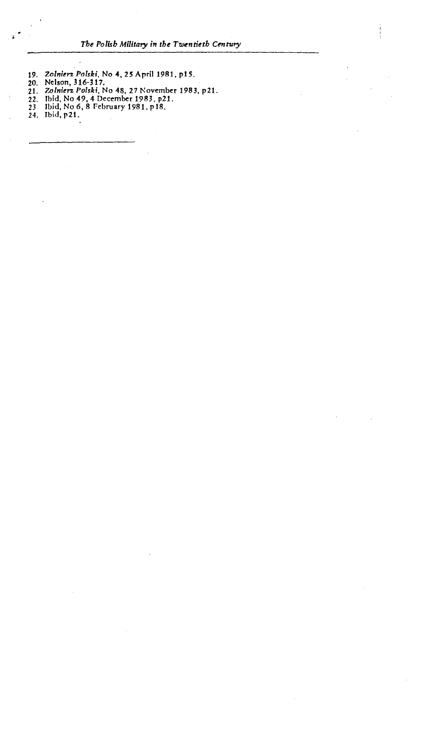19. *Zolnierz Polski*, No 4, 25 April 1981, p15.
20. Nelson, 316-317.
21. *Zolnierz Polski*, No 48, 27 November 1983, p21.
22. Ibid, No 49, 4 December 1983, p21.
23 Ibid, No 6, 8 February 1981, p18.
24. Ibid, p21.